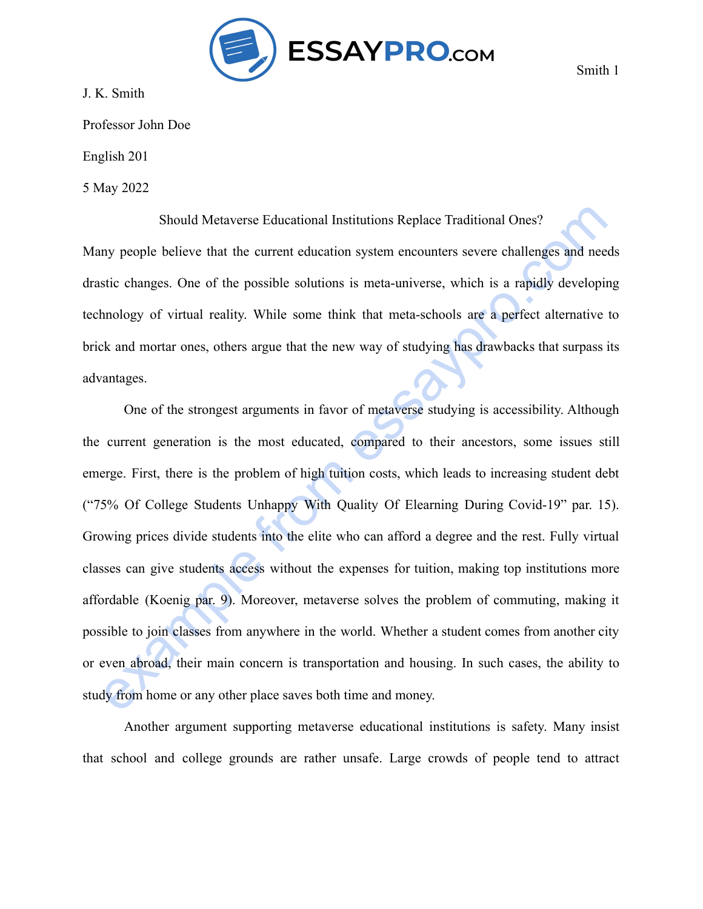J. K. Smith

Professor John Doe

English 201

5 May 2022

Should Metaverse Educational Institutions Replace Traditional Ones?

Many people believe that the current education system encounters severe challenges and needs drastic changes. One of the possible solutions is meta-universe, which is a rapidly developing technology of virtual reality. While some think that meta-schools are a perfect alternative to brick and mortar ones, others argue that the new way of studying has drawbacks that surpass its advantages.

One of the strongest arguments in favor of metaverse studying is accessibility. Although the current generation is the most educated, compared to their ancestors, some issues still emerge. First, there is the problem of high tuition costs, which leads to increasing student debt ("75% Of College Students Unhappy With Quality Of Elearning During Covid-19" par. 15). Growing prices divide students into the elite who can afford a degree and the rest. Fully virtual classes can give students access without the expenses for tuition, making top institutions more affordable (Koenig par. 9). Moreover, metaverse solves the problem of commuting, making it possible to join classes from anywhere in the world. Whether a student comes from another city or even abroad, their main concern is transportation and housing. In such cases, the ability to study from home or any other place saves both time and money.

Another argument supporting metaverse educational institutions is safety. Many insist that school and college grounds are rather unsafe. Large crowds of people tend to attract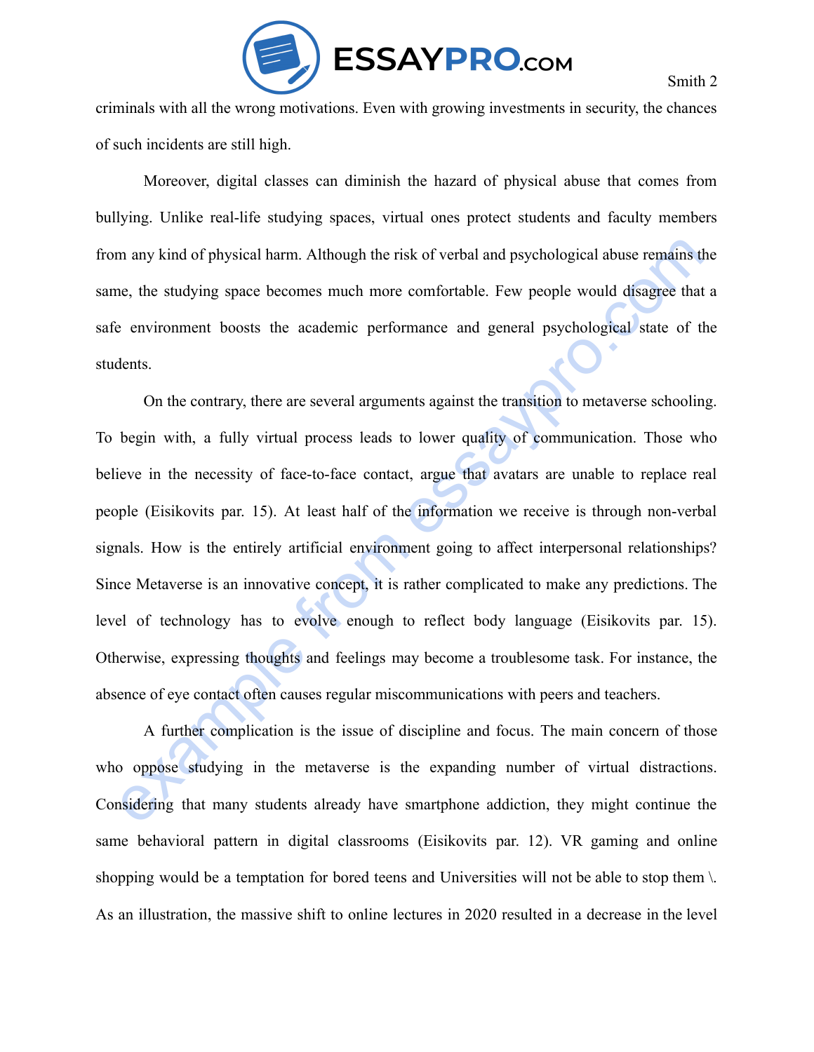criminals with all the wrong motivations. Even with growing investments in security, the chances of such incidents are still high.

Moreover, digital classes can diminish the hazard of physical abuse that comes from bullying. Unlike real-life studying spaces, virtual ones protect students and faculty members from any kind of physical harm. Although the risk of verbal and psychological abuse remains the same, the studying space becomes much more comfortable. Few people would disagree that a safe environment boosts the academic performance and general psychological state of the students.

On the contrary, there are several arguments against the transition to metaverse schooling. To begin with, a fully virtual process leads to lower quality of communication. Those who believe in the necessity of face-to-face contact, argue that avatars are unable to replace real people (Eisikovits par. 15). At least half of the information we receive is through non-verbal signals. How is the entirely artificial environment going to affect interpersonal relationships? Since Metaverse is an innovative concept, it is rather complicated to make any predictions. The level of technology has to evolve enough to reflect body language (Eisikovits par. 15). Otherwise, expressing thoughts and feelings may become a troublesome task. For instance, the absence of eye contact often causes regular miscommunications with peers and teachers.

A further complication is the issue of discipline and focus. The main concern of those who oppose studying in the metaverse is the expanding number of virtual distractions. Considering that many students already have smartphone addiction, they might continue the same behavioral pattern in digital classrooms (Eisikovits par. 12). VR gaming and online shopping would be a temptation for bored teens and Universities will not be able to stop them \. As an illustration, the massive shift to online lectures in 2020 resulted in a decrease in the level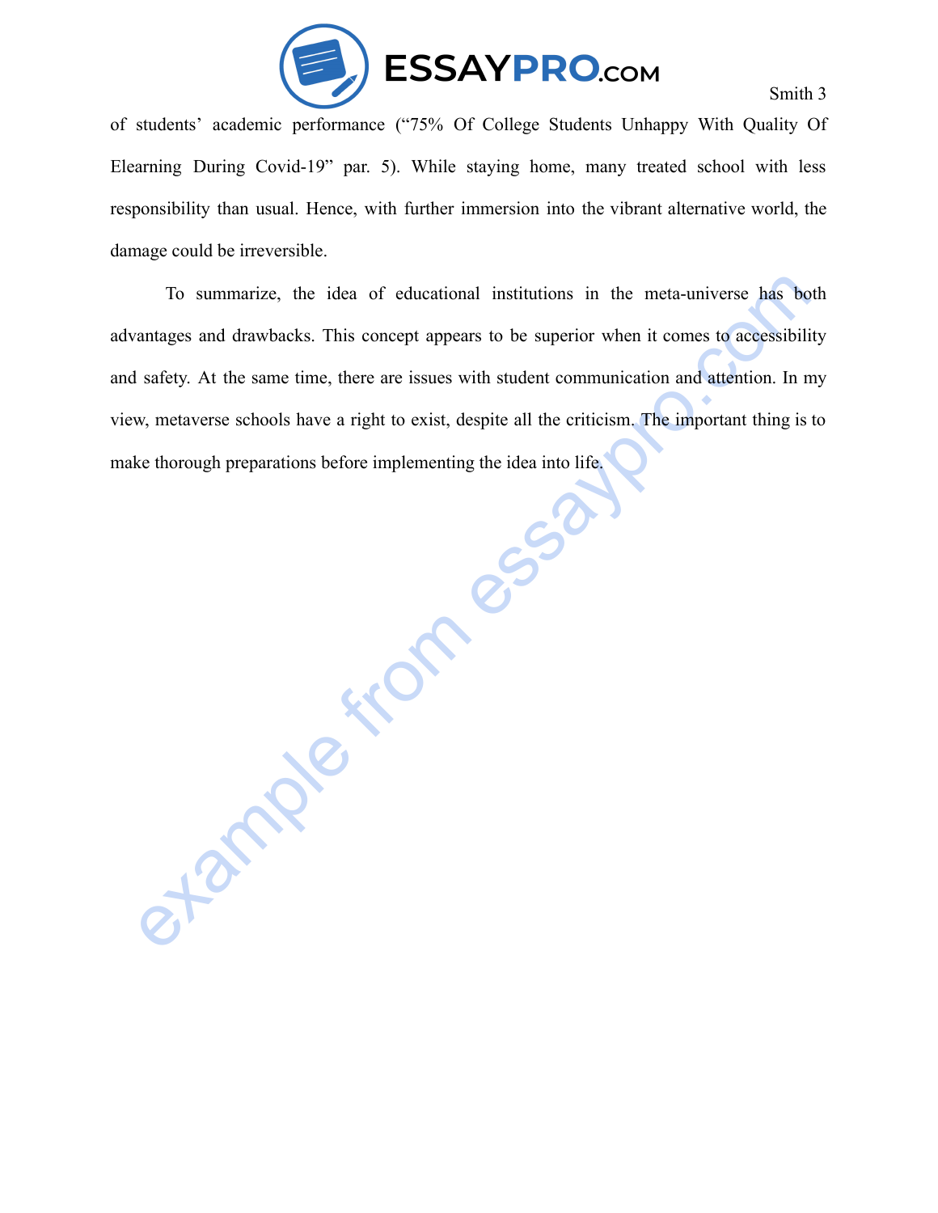of students' academic performance ("75% Of College Students Unhappy With Quality Of Elearning During Covid-19" par. 5). While staying home, many treated school with less responsibility than usual. Hence, with further immersion into the vibrant alternative world, the damage could be irreversible.

To summarize, the idea of educational institutions in the meta-universe has both advantages and drawbacks. This concept appears to be superior when it comes to accessibility and safety. At the same time, there are issues with student communication and attention. In my view, metaverse schools have a right to exist, despite all the criticism. The important thing is to make thorough preparations before implementing the idea into life.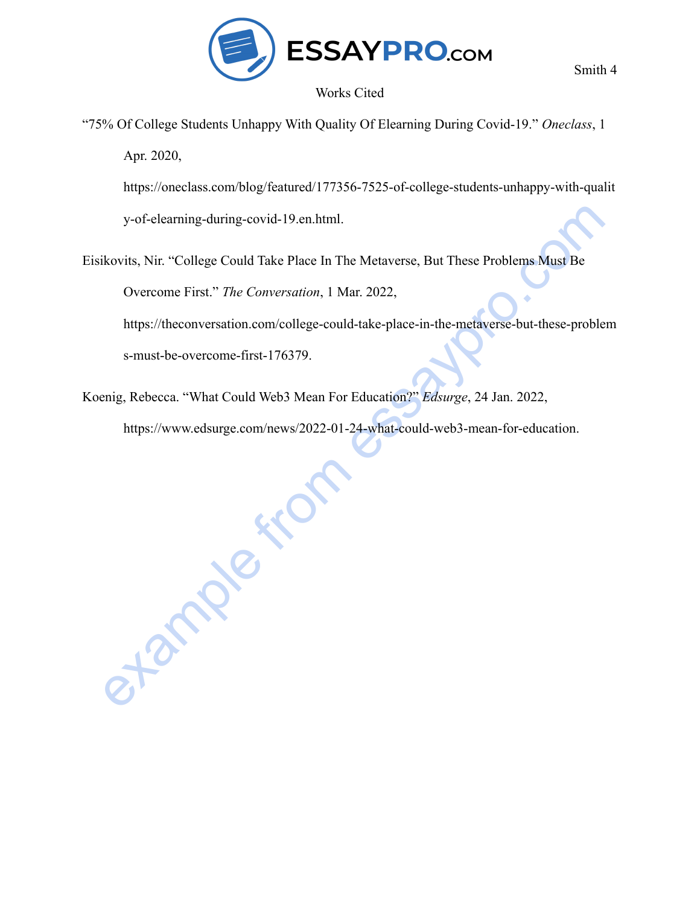# Works Cited

"75% Of College Students Unhappy With Quality Of Elearning During Covid-19." *Oneclass*, 1 Apr. 2020, https://oneclass.com/blog/featured/177356-7525-of-college-students-unhappy-with-quality-of-elearning-during-covid-19.en.html.

Eisikovits, Nir. "College Could Take Place In The Metaverse, But These Problems Must Be Overcome First." *The Conversation*, 1 Mar. 2022, https://theconversation.com/college-could-take-place-in-the-metaverse-but-these-problems-must-be-overcome-first-176379.

Koenig, Rebecca. "What Could Web3 Mean For Education?" *Edsurge*, 24 Jan. 2022, https://www.edsurge.com/news/2022-01-24-what-could-web3-mean-for-education.